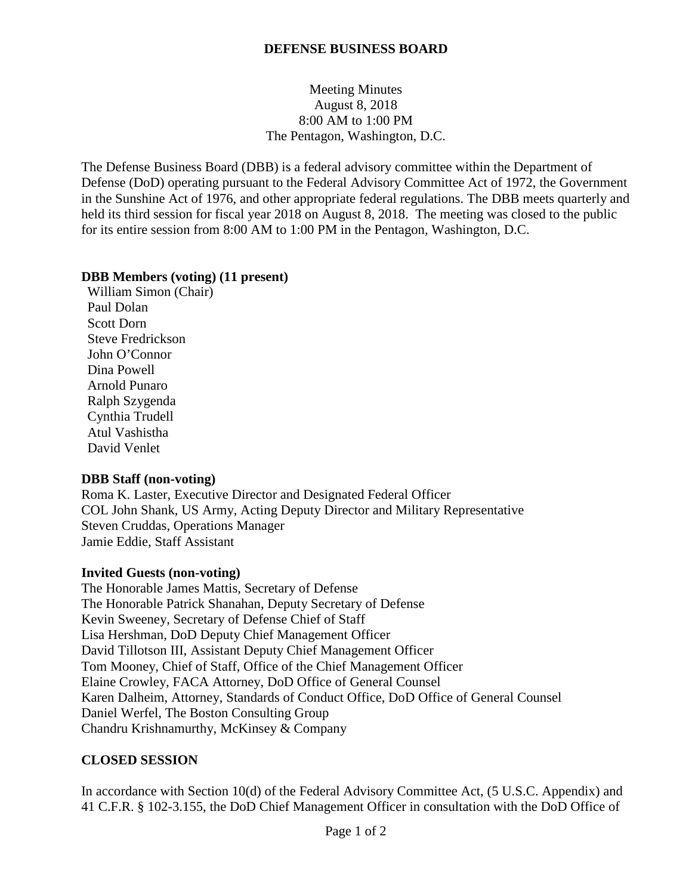# DEFENSE BUSINESS BOARD

Meeting Minutes
August 8, 2018
8:00 AM to 1:00 PM
The Pentagon, Washington, D.C.

The Defense Business Board (DBB) is a federal advisory committee within the Department of Defense (DoD) operating pursuant to the Federal Advisory Committee Act of 1972, the Government in the Sunshine Act of 1976, and other appropriate federal regulations. The DBB meets quarterly and held its third session for fiscal year 2018 on August 8, 2018. The meeting was closed to the public for its entire session from 8:00 AM to 1:00 PM in the Pentagon, Washington, D.C.

**DBB Members (voting) (11 present)**

William Simon (Chair)
Paul Dolan
Scott Dorn
Steve Fredrickson
John O'Connor
Dina Powell
Arnold Punaro
Ralph Szygenda
Cynthia Trudell
Atul Vashistha
David Venlet

**DBB Staff (non-voting)**

Roma K. Laster, Executive Director and Designated Federal Officer
COL John Shank, US Army, Acting Deputy Director and Military Representative
Steven Cruddas, Operations Manager
Jamie Eddie, Staff Assistant

**Invited Guests (non-voting)**

The Honorable James Mattis, Secretary of Defense
The Honorable Patrick Shanahan, Deputy Secretary of Defense
Kevin Sweeney, Secretary of Defense Chief of Staff
Lisa Hershman, DoD Deputy Chief Management Officer
David Tillotson III, Assistant Deputy Chief Management Officer
Tom Mooney, Chief of Staff, Office of the Chief Management Officer
Elaine Crowley, FACA Attorney, DoD Office of General Counsel
Karen Dalheim, Attorney, Standards of Conduct Office, DoD Office of General Counsel
Daniel Werfel, The Boston Consulting Group
Chandru Krishnamurthy, McKinsey & Company

## CLOSED SESSION

In accordance with Section 10(d) of the Federal Advisory Committee Act, (5 U.S.C. Appendix) and 41 C.F.R. § 102-3.155, the DoD Chief Management Officer in consultation with the DoD Office of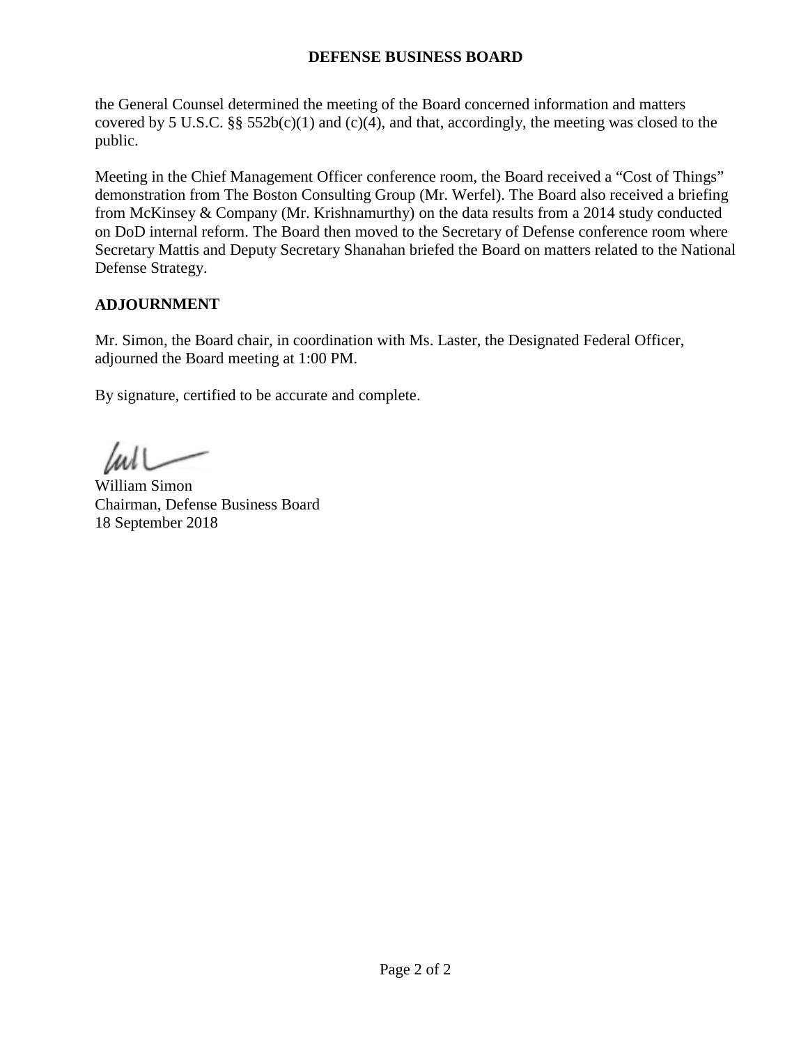the General Counsel determined the meeting of the Board concerned information and matters covered by 5 U.S.C. §§ 552b(c)(1) and (c)(4), and that, accordingly, the meeting was closed to the public.

Meeting in the Chief Management Officer conference room, the Board received a "Cost of Things" demonstration from The Boston Consulting Group (Mr. Werfel). The Board also received a briefing from McKinsey & Company (Mr. Krishnamurthy) on the data results from a 2014 study conducted on DoD internal reform. The Board then moved to the Secretary of Defense conference room where Secretary Mattis and Deputy Secretary Shanahan briefed the Board on matters related to the National Defense Strategy.

## ADJOURNMENT

Mr. Simon, the Board chair, in coordination with Ms. Laster, the Designated Federal Officer, adjourned the Board meeting at 1:00 PM.

By signature, certified to be accurate and complete.

William Simon
Chairman, Defense Business Board
18 September 2018